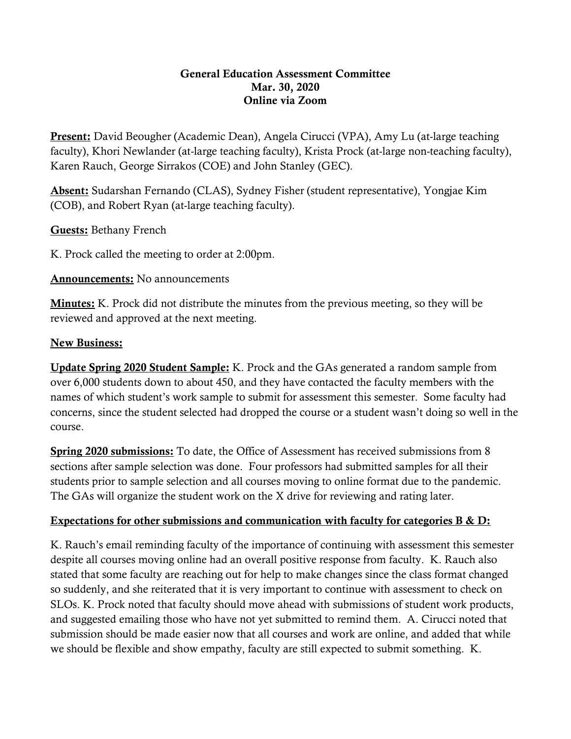**General Education Assessment Committee**
**Mar. 30, 2020**
**Online via Zoom**

**Present:** David Beougher (Academic Dean), Angela Cirucci (VPA), Amy Lu (at-large teaching faculty), Khori Newlander (at-large teaching faculty), Krista Prock (at-large non-teaching faculty), Karen Rauch, George Sirrakos (COE) and John Stanley (GEC).

**Absent:** Sudarshan Fernando (CLAS), Sydney Fisher (student representative), Yongjae Kim (COB), and Robert Ryan (at-large teaching faculty).

**Guests:** Bethany French

K. Prock called the meeting to order at 2:00pm.

**Announcements:** No announcements

**Minutes:** K. Prock did not distribute the minutes from the previous meeting, so they will be reviewed and approved at the next meeting.

**New Business:**

**Update Spring 2020 Student Sample:** K. Prock and the GAs generated a random sample from over 6,000 students down to about 450, and they have contacted the faculty members with the names of which student's work sample to submit for assessment this semester. Some faculty had concerns, since the student selected had dropped the course or a student wasn't doing so well in the course.

**Spring 2020 submissions:** To date, the Office of Assessment has received submissions from 8 sections after sample selection was done. Four professors had submitted samples for all their students prior to sample selection and all courses moving to online format due to the pandemic. The GAs will organize the student work on the X drive for reviewing and rating later.

**Expectations for other submissions and communication with faculty for categories B & D:**

K. Rauch's email reminding faculty of the importance of continuing with assessment this semester despite all courses moving online had an overall positive response from faculty. K. Rauch also stated that some faculty are reaching out for help to make changes since the class format changed so suddenly, and she reiterated that it is very important to continue with assessment to check on SLOs. K. Prock noted that faculty should move ahead with submissions of student work products, and suggested emailing those who have not yet submitted to remind them. A. Cirucci noted that submission should be made easier now that all courses and work are online, and added that while we should be flexible and show empathy, faculty are still expected to submit something. K.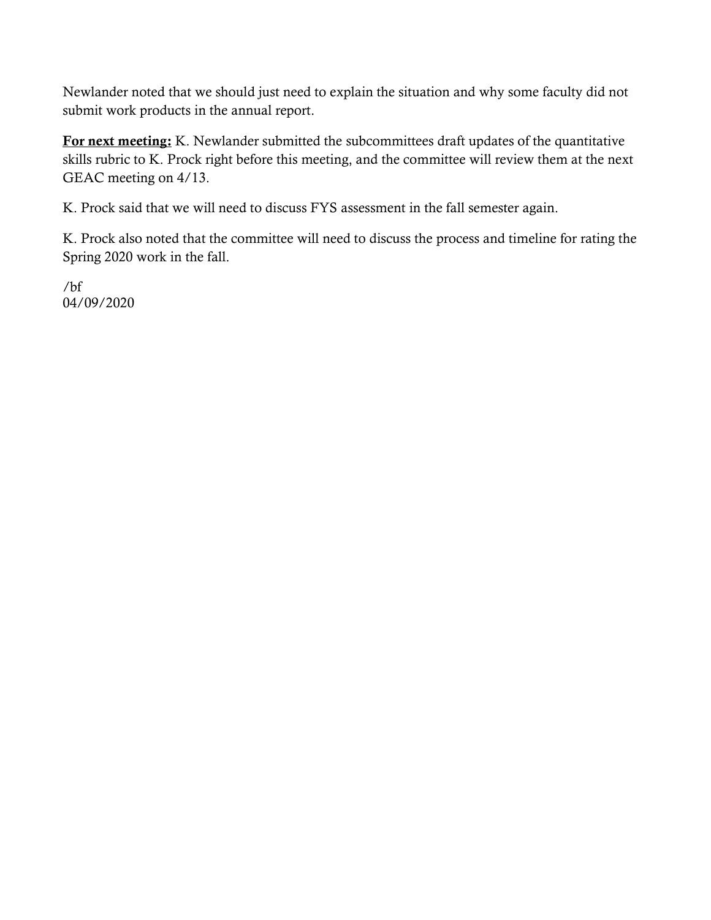Newlander noted that we should just need to explain the situation and why some faculty did not submit work products in the annual report.

**For next meeting:** K. Newlander submitted the subcommittees draft updates of the quantitative skills rubric to K. Prock right before this meeting, and the committee will review them at the next GEAC meeting on 4/13.

K. Prock said that we will need to discuss FYS assessment in the fall semester again.

K. Prock also noted that the committee will need to discuss the process and timeline for rating the Spring 2020 work in the fall.

/bf
04/09/2020